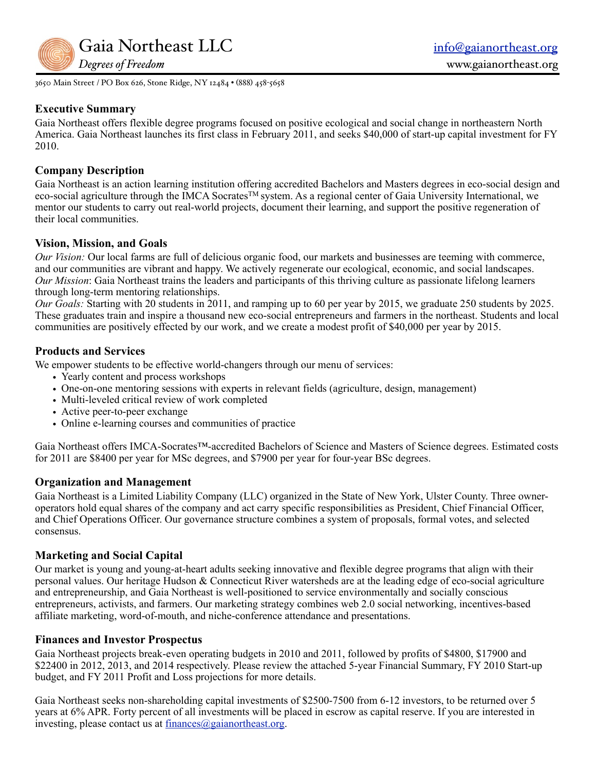# Gaia Northeast LLC

*Degrees of Freedom*

info@gaianortheast.org
www.gaianortheast.org

3650 Main Street / PO Box 626, Stone Ridge, NY 12484 • (888) 458-5658

## Executive Summary

Gaia Northeast offers flexible degree programs focused on positive ecological and social change in northeastern North America. Gaia Northeast launches its first class in February 2011, and seeks $40,000 of start-up capital investment for FY 2010.

## Company Description

Gaia Northeast is an action learning institution offering accredited Bachelors and Masters degrees in eco-social design and eco-social agriculture through the IMCA Socrates™ system. As a regional center of Gaia University International, we mentor our students to carry out real-world projects, document their learning, and support the positive regeneration of their local communities.

## Vision, Mission, and Goals

*Our Vision:* Our local farms are full of delicious organic food, our markets and businesses are teeming with commerce, and our communities are vibrant and happy. We actively regenerate our ecological, economic, and social landscapes.
*Our Mission*: Gaia Northeast trains the leaders and participants of this thriving culture as passionate lifelong learners through long-term mentoring relationships.
*Our Goals:* Starting with 20 students in 2011, and ramping up to 60 per year by 2015, we graduate 250 students by 2025. These graduates train and inspire a thousand new eco-social entrepreneurs and farmers in the northeast. Students and local communities are positively effected by our work, and we create a modest profit of $40,000 per year by 2015.

## Products and Services

We empower students to be effective world-changers through our menu of services:

- Yearly content and process workshops
- One-on-one mentoring sessions with experts in relevant fields (agriculture, design, management)
- Multi-leveled critical review of work completed
- Active peer-to-peer exchange
- Online e-learning courses and communities of practice

Gaia Northeast offers IMCA-Socrates™-accredited Bachelors of Science and Masters of Science degrees. Estimated costs for 2011 are $8400 per year for MSc degrees, and $7900 per year for four-year BSc degrees.

## Organization and Management

Gaia Northeast is a Limited Liability Company (LLC) organized in the State of New York, Ulster County. Three owner-operators hold equal shares of the company and act carry specific responsibilities as President, Chief Financial Officer, and Chief Operations Officer. Our governance structure combines a system of proposals, formal votes, and selected consensus.

## Marketing and Social Capital

Our market is young and young-at-heart adults seeking innovative and flexible degree programs that align with their personal values. Our heritage Hudson & Connecticut River watersheds are at the leading edge of eco-social agriculture and entrepreneurship, and Gaia Northeast is well-positioned to service environmentally and socially conscious entrepreneurs, activists, and farmers. Our marketing strategy combines web 2.0 social networking, incentives-based affiliate marketing, word-of-mouth, and niche-conference attendance and presentations.

## Finances and Investor Prospectus

Gaia Northeast projects break-even operating budgets in 2010 and 2011, followed by profits of $4800, $17900 and $22400 in 2012, 2013, and 2014 respectively. Please review the attached 5-year Financial Summary, FY 2010 Start-up budget, and FY 2011 Profit and Loss projections for more details.

Gaia Northeast seeks non-shareholding capital investments of $2500-7500 from 6-12 investors, to be returned over 5 years at 6% APR. Forty percent of all investments will be placed in escrow as capital reserve. If you are interested in investing, please contact us at finances@gaianortheast.org.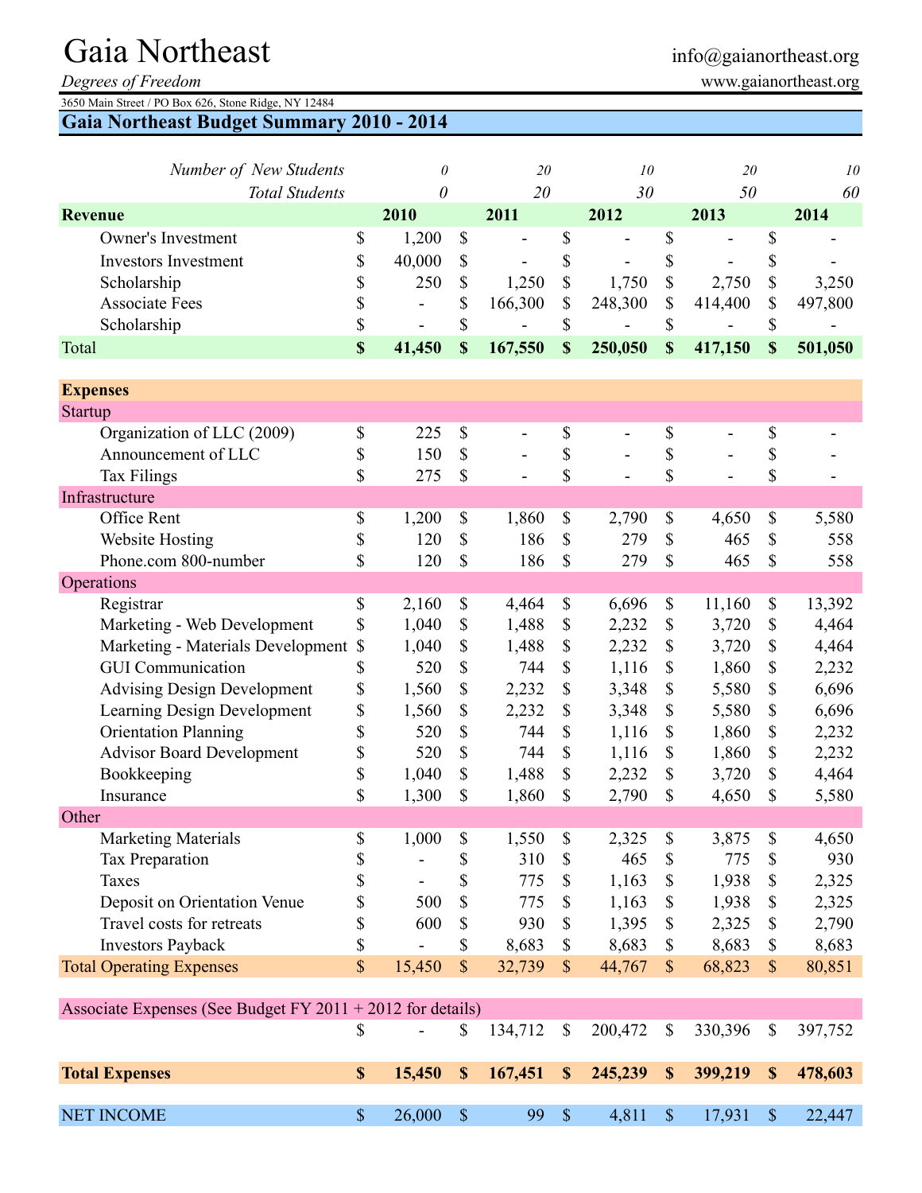# Gaia Northeast

*Degrees of Freedom*

info@gaianortheast.org
www.gaianortheast.org

3650 Main Street / PO Box 626, Stone Ridge, NY 12484

## Gaia Northeast Budget Summary 2010 - 2014

| | 2010 | 2011 | 2012 | 2013 | 2014 |
|---|---|---|---|---|---|
| *Number of New Students* | *0* | *20* | *10* | *20* | *10* |
| *Total Students* | *0* | *20* | *30* | *50* | *60* |
| **Revenue** | **2010** | **2011** | **2012** | **2013** | **2014** |
| Owner's Investment | $ 1,200 | $ - | $ - | $ - | $ - |
| Investors Investment | $ 40,000 | $ - | $ - | $ - | $ - |
| Scholarship | $ 250 | $ 1,250 | $ 1,750 | $ 2,750 | $ 3,250 |
| Associate Fees | $ - | $ 166,300 | $ 248,300 | $ 414,400 | $ 497,800 |
| Scholarship | $ - | $ - | $ - | $ - | $ - |
| Total | **$ 41,450** | **$ 167,550** | **$ 250,050** | **$ 417,150** | **$ 501,050** |
| **Expenses** | | | | | |
| Startup | | | | | |
| Organization of LLC (2009) | $ 225 | $ - | $ - | $ - | $ - |
| Announcement of LLC | $ 150 | $ - | $ - | $ - | $ - |
| Tax Filings | $ 275 | $ - | $ - | $ - | $ - |
| Infrastructure | | | | | |
| Office Rent | $ 1,200 | $ 1,860 | $ 2,790 | $ 4,650 | $ 5,580 |
| Website Hosting | $ 120 | $ 186 | $ 279 | $ 465 | $ 558 |
| Phone.com 800-number | $ 120 | $ 186 | $ 279 | $ 465 | $ 558 |
| Operations | | | | | |
| Registrar | $ 2,160 | $ 4,464 | $ 6,696 | $ 11,160 | $ 13,392 |
| Marketing - Web Development | $ 1,040 | $ 1,488 | $ 2,232 | $ 3,720 | $ 4,464 |
| Marketing - Materials Development | $ 1,040 | $ 1,488 | $ 2,232 | $ 3,720 | $ 4,464 |
| GUI Communication | $ 520 | $ 744 | $ 1,116 | $ 1,860 | $ 2,232 |
| Advising Design Development | $ 1,560 | $ 2,232 | $ 3,348 | $ 5,580 | $ 6,696 |
| Learning Design Development | $ 1,560 | $ 2,232 | $ 3,348 | $ 5,580 | $ 6,696 |
| Orientation Planning | $ 520 | $ 744 | $ 1,116 | $ 1,860 | $ 2,232 |
| Advisor Board Development | $ 520 | $ 744 | $ 1,116 | $ 1,860 | $ 2,232 |
| Bookkeeping | $ 1,040 | $ 1,488 | $ 2,232 | $ 3,720 | $ 4,464 |
| Insurance | $ 1,300 | $ 1,860 | $ 2,790 | $ 4,650 | $ 5,580 |
| Other | | | | | |
| Marketing Materials | $ 1,000 | $ 1,550 | $ 2,325 | $ 3,875 | $ 4,650 |
| Tax Preparation | $ - | $ 310 | $ 465 | $ 775 | $ 930 |
| Taxes | $ - | $ 775 | $ 1,163 | $ 1,938 | $ 2,325 |
| Deposit on Orientation Venue | $ 500 | $ 775 | $ 1,163 | $ 1,938 | $ 2,325 |
| Travel costs for retreats | $ 600 | $ 930 | $ 1,395 | $ 2,325 | $ 2,790 |
| Investors Payback | $ - | $ 8,683 | $ 8,683 | $ 8,683 | $ 8,683 |
| Total Operating Expenses | $ 15,450 | $ 32,739 | $ 44,767 | $ 68,823 | $ 80,851 |
| Associate Expenses (See Budget FY 2011 + 2012 for details) | | | | | |
| | $ - | $ 134,712 | $ 200,472 | $ 330,396 | $ 397,752 |
| **Total Expenses** | **$ 15,450** | **$ 167,451** | **$ 245,239** | **$ 399,219** | **$ 478,603** |
| NET INCOME | $ 26,000 | $ 99 | $ 4,811 | $ 17,931 | $ 22,447 |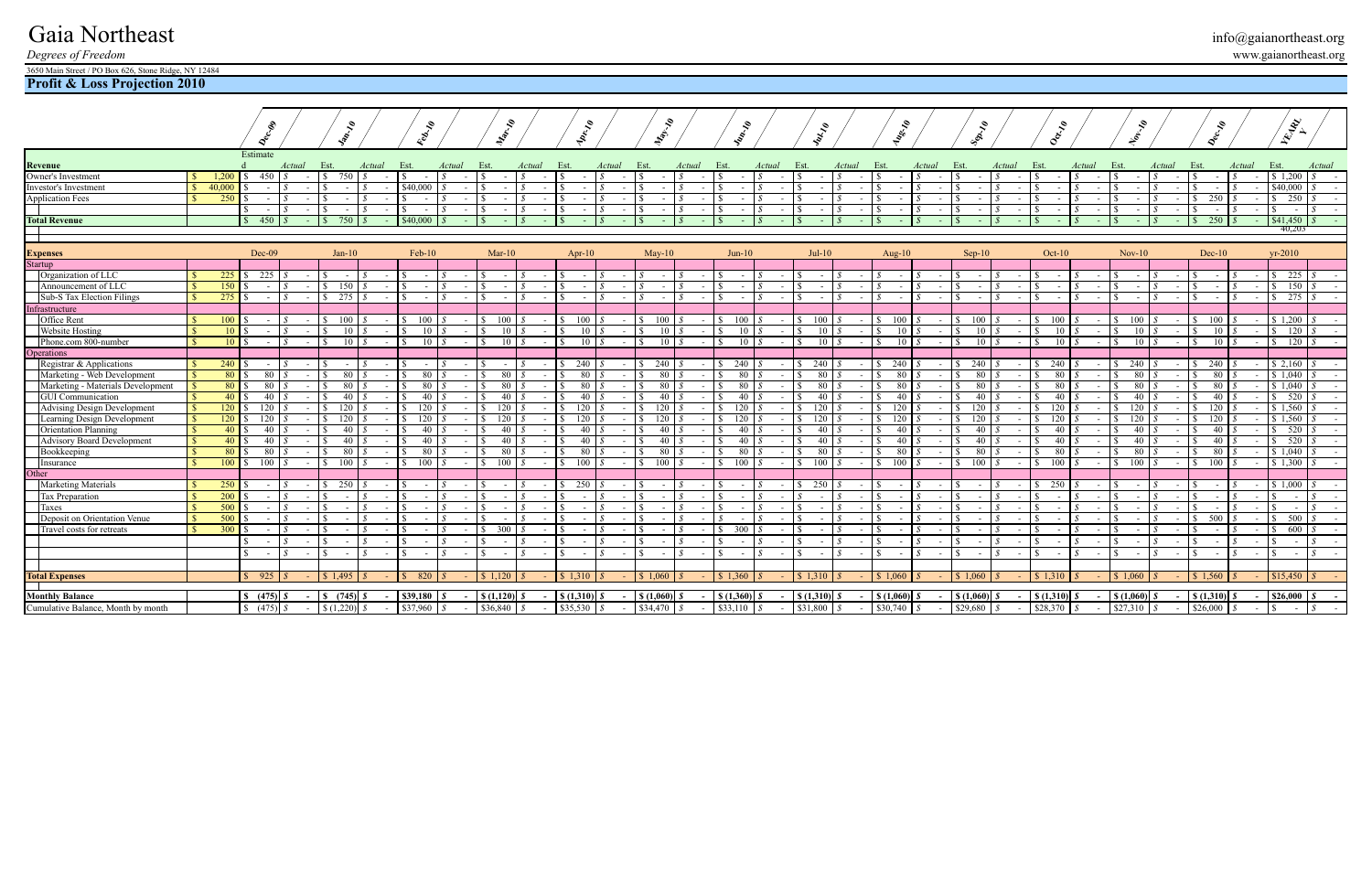# Gaia Northeast

*Degrees of Freedom*

3650 Main Street / PO Box 626, Stone Ridge, NY 12484

info@gaianortheast.org

www.gaianortheast.org

## Profit & Loss Projection 2010

| | | Dec-09 | | Jan-10 | | Feb-10 | | Mar-10 | | Apr-10 | | May-10 | | Jun-10 | | Jul-10 | | Aug-10 | | Sep-10 | | Oct-10 | | Nov-10 | | Dec-10 | | YEARLY | |
|---|---|---|---|---|---|---|---|---|---|---|---|---|---|---|---|---|---|---|---|---|---|---|---|---|---|---|---|---|---|
| **Revenue** | | Estimated | Actual | Est. | Actual | Est. | Actual | Est. | Actual | Est. | Actual | Est. | Actual | Est. | Actual | Est. | Actual | Est. | Actual | Est. | Actual | Est. | Actual | Est. | Actual | Est. | Actual | Est. | Actual |
| Owner's Investment | $ 1,200 | $ 450 | $ - | $ 750 | $ - | $ - | $ - | $ - | $ - | $ - | $ - | $ - | $ - | $ - | $ - | $ - | $ - | $ - | $ - | $ - | $ - | $ - | $ - | $ - | $ - | $ - | $ - | $ 1,200 | $ - |
| Investor's Investment | $ 40,000 | $ - | $ - | $ - | $ - | $40,000 | $ - | $ - | $ - | $ - | $ - | $ - | $ - | $ - | $ - | $ - | $ - | $ - | $ - | $ - | $ - | $ - | $ - | $ - | $ - | $ - | $ - | $40,000 | $ - |
| Application Fees | $ 250 | $ - | $ - | $ - | $ - | $ - | $ - | $ - | $ - | $ - | $ - | $ - | $ - | $ - | $ - | $ - | $ - | $ - | $ - | $ - | $ - | $ - | $ - | $ - | $ - | $ 250 | $ - | $ 250 | $ - |
| | | $ - | $ - | $ - | $ - | $ - | $ - | $ - | $ - | $ - | $ - | $ - | $ - | $ - | $ - | $ - | $ - | $ - | $ - | $ - | $ - | $ - | $ - | $ - | $ - | $ - | $ - | $ - | $ - |
| **Total Revenue** | | $ 450 | $ - | $ 750 | $ - | $40,000 | $ - | $ - | $ - | $ - | $ - | $ - | $ - | $ - | $ - | $ - | $ - | $ - | $ - | $ - | $ - | $ - | $ - | $ - | $ - | $ 250 | $ - | $41,450 | $ - |
| | | | | | | | | | | | | | | | | | | | | | | | | | | | | 40,203 | |

| **Expenses** | | Dec-09 | | Jan-10 | | Feb-10 | | Mar-10 | | Apr-10 | | May-10 | | Jun-10 | | Jul-10 | | Aug-10 | | Sep-10 | | Oct-10 | | Nov-10 | | Dec-10 | | yr-2010 | |
|---|---|---|---|---|---|---|---|---|---|---|---|---|---|---|---|---|---|---|---|---|---|---|---|---|---|---|---|---|---|
| Startup | | | | | | | | | | | | | | | | | | | | | | | | | | | | | |
| Organization of LLC | $ 225 | $ 225 | $ - | $ - | $ - | $ - | $ - | $ - | $ - | $ - | $ - | $ - | $ - | $ - | $ - | $ - | $ - | $ - | $ - | $ - | $ - | $ - | $ - | $ - | $ - | $ - | $ - | $ 225 | $ - |
| Announcement of LLC | $ 150 | $ - | $ - | $ 150 | $ - | $ - | $ - | $ - | $ - | $ - | $ - | $ - | $ - | $ - | $ - | $ - | $ - | $ - | $ - | $ - | $ - | $ - | $ - | $ - | $ - | $ - | $ - | $ 150 | $ - |
| Sub-S Tax Election Filings | $ 275 | $ - | $ - | $ 275 | $ - | $ - | $ - | $ - | $ - | $ - | $ - | $ - | $ - | $ - | $ - | $ - | $ - | $ - | $ - | $ - | $ - | $ - | $ - | $ - | $ - | $ - | $ - | $ 275 | $ - |
| Infrastructure | | | | | | | | | | | | | | | | | | | | | | | | | | | | | |
| Office Rent | $ 100 | $ - | $ - | $ 100 | $ - | $ 100 | $ - | $ 100 | $ - | $ 100 | $ - | $ 100 | $ - | $ 100 | $ - | $ 100 | $ - | $ 100 | $ - | $ 100 | $ - | $ 100 | $ - | $ 100 | $ - | $ 100 | $ - | $ 1,200 | $ - |
| Website Hosting | $ 10 | $ - | $ - | $ 10 | $ - | $ 10 | $ - | $ 10 | $ - | $ 10 | $ - | $ 10 | $ - | $ 10 | $ - | $ 10 | $ - | $ 10 | $ - | $ 10 | $ - | $ 10 | $ - | $ 10 | $ - | $ 10 | $ - | $ 120 | $ - |
| Phone.com 800-number | $ 10 | $ - | $ - | $ 10 | $ - | $ 10 | $ - | $ 10 | $ - | $ 10 | $ - | $ 10 | $ - | $ 10 | $ - | $ 10 | $ - | $ 10 | $ - | $ 10 | $ - | $ 10 | $ - | $ 10 | $ - | $ 10 | $ - | $ 120 | $ - |
| Operations | | | | | | | | | | | | | | | | | | | | | | | | | | | | | |
| Registrar & Applications | $ 240 | $ - | $ - | $ - | $ - | $ - | $ - | $ - | $ - | $ 240 | $ - | $ 240 | $ - | $ 240 | $ - | $ 240 | $ - | $ 240 | $ - | $ 240 | $ - | $ 240 | $ - | $ 240 | $ - | $ 240 | $ - | $ 2,160 | $ - |
| Marketing - Web Development | $ 80 | $ 80 | $ - | $ 80 | $ - | $ 80 | $ - | $ 80 | $ - | $ 80 | $ - | $ 80 | $ - | $ 80 | $ - | $ 80 | $ - | $ 80 | $ - | $ 80 | $ - | $ 80 | $ - | $ 80 | $ - | $ 80 | $ - | $ 1,040 | $ - |
| Marketing - Materials Development | $ 80 | $ 80 | $ - | $ 80 | $ - | $ 80 | $ - | $ 80 | $ - | $ 80 | $ - | $ 80 | $ - | $ 80 | $ - | $ 80 | $ - | $ 80 | $ - | $ 80 | $ - | $ 80 | $ - | $ 80 | $ - | $ 80 | $ - | $ 1,040 | $ - |
| GUI Communication | $ 40 | $ 40 | $ - | $ 40 | $ - | $ 40 | $ - | $ 40 | $ - | $ 40 | $ - | $ 40 | $ - | $ 40 | $ - | $ 40 | $ - | $ 40 | $ - | $ 40 | $ - | $ 40 | $ - | $ 40 | $ - | $ 40 | $ - | $ 520 | $ - |
| Advising Design Development | $ 120 | $ 120 | $ - | $ 120 | $ - | $ 120 | $ - | $ 120 | $ - | $ 120 | $ - | $ 120 | $ - | $ 120 | $ - | $ 120 | $ - | $ 120 | $ - | $ 120 | $ - | $ 120 | $ - | $ 120 | $ - | $ 120 | $ - | $ 1,560 | $ - |
| Learning Design Development | $ 120 | $ 120 | $ - | $ 120 | $ - | $ 120 | $ - | $ 120 | $ - | $ 120 | $ - | $ 120 | $ - | $ 120 | $ - | $ 120 | $ - | $ 120 | $ - | $ 120 | $ - | $ 120 | $ - | $ 120 | $ - | $ 120 | $ - | $ 1,560 | $ - |
| Orientation Planning | $ 40 | $ 40 | $ - | $ 40 | $ - | $ 40 | $ - | $ 40 | $ - | $ 40 | $ - | $ 40 | $ - | $ 40 | $ - | $ 40 | $ - | $ 40 | $ - | $ 40 | $ - | $ 40 | $ - | $ 40 | $ - | $ 40 | $ - | $ 520 | $ - |
| Advisory Board Development | $ 40 | $ 40 | $ - | $ 40 | $ - | $ 40 | $ - | $ 40 | $ - | $ 40 | $ - | $ 40 | $ - | $ 40 | $ - | $ 40 | $ - | $ 40 | $ - | $ 40 | $ - | $ 40 | $ - | $ 40 | $ - | $ 40 | $ - | $ 520 | $ - |
| Bookkeeping | $ 80 | $ 80 | $ - | $ 80 | $ - | $ 80 | $ - | $ 80 | $ - | $ 80 | $ - | $ 80 | $ - | $ 80 | $ - | $ 80 | $ - | $ 80 | $ - | $ 80 | $ - | $ 80 | $ - | $ 80 | $ - | $ 80 | $ - | $ 1,040 | $ - |
| Insurance | $ 100 | $ 100 | $ - | $ 100 | $ - | $ 100 | $ - | $ 100 | $ - | $ 100 | $ - | $ 100 | $ - | $ 100 | $ - | $ 100 | $ - | $ 100 | $ - | $ 100 | $ - | $ 100 | $ - | $ 100 | $ - | $ 100 | $ - | $ 1,300 | $ - |
| Other | | | | | | | | | | | | | | | | | | | | | | | | | | | | | |
| Marketing Materials | $ 250 | $ - | $ - | $ 250 | $ - | $ - | $ - | $ - | $ - | $ 250 | $ - | $ - | $ - | $ - | $ - | $ 250 | $ - | $ - | $ - | $ - | $ - | $ 250 | $ - | $ - | $ - | $ - | $ - | $ 1,000 | $ - |
| Tax Preparation | $ 200 | $ - | $ - | $ - | $ - | $ - | $ - | $ - | $ - | $ - | $ - | $ - | $ - | $ - | $ - | $ - | $ - | $ - | $ - | $ - | $ - | $ - | $ - | $ - | $ - | $ - | $ - | $ - | $ - |
| Taxes | $ 500 | $ - | $ - | $ - | $ - | $ - | $ - | $ - | $ - | $ - | $ - | $ - | $ - | $ - | $ - | $ - | $ - | $ - | $ - | $ - | $ - | $ - | $ - | $ - | $ - | $ - | $ - | $ - | $ - |
| Deposit on Orientation Venue | $ 500 | $ - | $ - | $ - | $ - | $ - | $ - | $ - | $ - | $ - | $ - | $ - | $ - | $ - | $ - | $ - | $ - | $ - | $ - | $ - | $ - | $ - | $ - | $ - | $ - | $ 500 | $ - | $ 500 | $ - |
| Travel costs for retreats | $ 300 | $ - | $ - | $ - | $ - | $ - | $ - | $ 300 | $ - | $ - | $ - | $ - | $ - | $ 300 | $ - | $ - | $ - | $ - | $ - | $ - | $ - | $ - | $ - | $ - | $ - | $ - | $ - | $ 600 | $ - |
| | | $ - | $ - | $ - | $ - | $ - | $ - | $ - | $ - | $ - | $ - | $ - | $ - | $ - | $ - | $ - | $ - | $ - | $ - | $ - | $ - | $ - | $ - | $ - | $ - | $ - | $ - | $ - | $ - |
| | | $ - | $ - | $ - | $ - | $ - | $ - | $ - | $ - | $ - | $ - | $ - | $ - | $ - | $ - | $ - | $ - | $ - | $ - | $ - | $ - | $ - | $ - | $ - | $ - | $ - | $ - | $ - | $ - |
| **Total Expenses** | | $ 925 | $ - | $ 1,495 | $ - | $ 820 | $ - | $ 1,120 | $ - | $ 1,310 | $ - | $ 1,060 | $ - | $ 1,360 | $ - | $ 1,310 | $ - | $ 1,060 | $ - | $ 1,060 | $ - | $ 1,310 | $ - | $ 1,060 | $ - | $ 1,560 | $ - | $15,450 | $ - |
| **Monthly Balance** | | **$ (475)** | **$ -** | **$ (745)** | **$ -** | **$39,180** | **$ -** | **$ (1,120)** | **$ -** | **$ (1,310)** | **$ -** | **$ (1,060)** | **$ -** | **$ (1,360)** | **$ -** | **$ (1,310)** | **$ -** | **$ (1,060)** | **$ -** | **$ (1,060)** | **$ -** | **$ (1,310)** | **$ -** | **$ (1,060)** | **$ -** | **$ (1,310)** | **$ -** | **$26,000** | **$ -** |
| Cumulative Balance, Month by month | | $ (475) | $ - | $ (1,220) | $ - | $37,960 | $ - | $36,840 | $ - | $35,530 | $ - | $34,470 | $ - | $33,110 | $ - | $31,800 | $ - | $30,740 | $ - | $29,680 | $ - | $28,370 | $ - | $27,310 | $ - | $26,000 | $ - | $ - | $ - |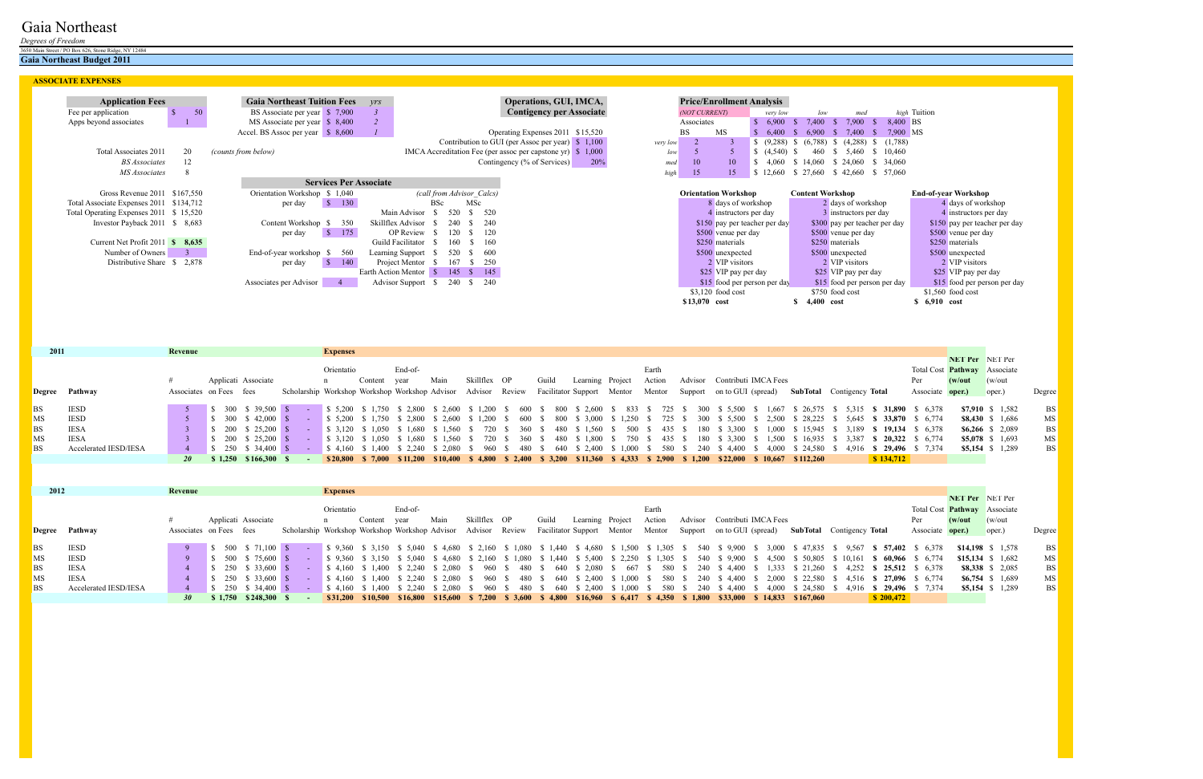# Gaia Northeast

*Degrees of Freedom*

3650 Main Street / PO Box 626, Stone Ridge, NY 12484

**Gaia Northeast Budget 2011**

**ASSOCIATE EXPENSES**

| **Application Fees** | |
|---|---|
| Fee per application | $ 50 |
| Apps beyond associates | 1 |
| Total Associates 2011 | 20 *(counts from below)* |
| *BS Associates* | 12 |
| *MS Associates* | 8 |
| Gross Revenue 2011 | $167,550 |
| Total Associate Expenses 2011 | $134,712 |
| Total Operating Expenses 2011 | $ 15,520 |
| Investor Payback 2011 | $ 8,683 |
| Current Net Profit 2011 | **$ 8,635** |
| Number of Owners | 3 |
| Distributive Share | $ 2,878 |

| **Gaia Northeast Tuition Fees** | | *yrs* |
|---|---|---|
| BS Associate per year | $ 7,900 | *3* |
| MS Associate per year | $ 8,400 | *2* |
| Accel. BS Assoc per year | $ 8,600 | *1* |

| **Services Per Associate** | |
|---|---|
| Orientation Workshop | $ 1,040 |
| per day | $ 130 |
| Content Workshop | $ 350 |
| per day | $ 175 |
| End-of-year workshop | $ 560 |
| per day | $ 140 |
| Associates per Advisor | 4 |

| *(call from Advisor_Calcs)* | BSc | MSc |
|---|---|---|
| Main Advisor | $ 520 | $ 520 |
| Skillflex Advisor | $ 240 | $ 240 |
| OP Review | $ 120 | $ 120 |
| Guild Facilitator | $ 160 | $ 160 |
| Learning Support | $ 520 | $ 600 |
| Project Mentor | $ 167 | $ 250 |
| Earth Action Mentor | $ 145 | $ 145 |
| Advisor Support | $ 240 | $ 240 |

| **Operations, GUI, IMCA, Contigency per Associate** | |
|---|---|
| Operating Expenses 2011 | $15,520 |
| Contribution to GUI (per Assoc per year) | $ 1,100 |
| IMCA Accreditation Fee (per assoc per capstone yr) | $ 1,000 |
| Contingency (% of Services) | 20% |

**Price/Enrollment Analysis**

| *(NOT CURRENT)* | | | *very low* | *low* | *med* | *high* | Tuition |
|---|---|---|---|---|---|---|---|
| Associates | | | $ 6,900 | $ 7,400 | $ 7,900 | $ 8,400 | BS |
| | BS | MS | $ 6,400 | $ 6,900 | $ 7,400 | $ 7,900 | MS |
| *very low* | 2 | 3 | $ (9,288) | $ (6,788) | $ (4,288) | $ (1,788) | |
| *low* | 5 | 5 | $ (4,540) | $ 460 | $ 5,460 | $ 10,460 | |
| *med* | 10 | 10 | $ 4,060 | $ 14,060 | $ 24,060 | $ 34,060 | |
| *high* | 15 | 15 | $ 12,660 | $ 27,660 | $ 42,660 | $ 57,060 | |

| **Orientation Workshop** | **Content Workshop** | **End-of-year Workshop** |
|---|---|---|
| 8 days of workshop | 2 days of workshop | 4 days of workshop |
| 4 instructors per day | 3 instructors per day | 4 instructors per day |
| $150 pay per teacher per day | $300 pay per teacher per day | $150 pay per teacher per day |
| $500 venue per day | $500 venue per day | $500 venue per day |
| $250 materials | $250 materials | $250 materials |
| $500 unexpected | $500 unexpected | $500 unexpected |
| 2 VIP visitors | 2 VIP visitors | 2 VIP visitors |
| $25 VIP pay per day | $25 VIP pay per day | $25 VIP pay per day |
| $15 food per person per day | $15 food per person per day | $15 food per person per day |
| $3,120 food cost | $750 food cost | $1,560 food cost |
| **$13,070 cost** | **$ 4,400 cost** | **$ 6,910 cost** |

**2011**

| Degree | Pathway | # Associates | Applicati on Fees | Associate fees | Scholarship | Orientation Workshop | Content Workshop | End-of-year Workshop | Main Advisor | Skillflex Advisor | OP Review | Guild Facilitator | Learning Support | Project Mentor | Earth Action Mentor | Advisor Support | Contributi on to GUI | IMCA Fees (spread) | SubTotal | Contigency | Total | Total Cost Per Associate | NET Per Pathway (w/out oper.) | NET Per Associate (w/out oper.) | Degree |
|---|---|---|---|---|---|---|---|---|---|---|---|---|---|---|---|---|---|---|---|---|---|---|---|---|---|
| BS | IESD | 5 | $ 300 | $ 39,500 | $ - | $ 5,200 | $ 1,750 | $ 2,800 | $ 2,600 | $ 1,200 | $ 600 | $ 800 | $ 2,600 | $ 833 | $ 725 | $ 300 | $ 5,500 | $ 1,667 | $ 26,575 | $ 5,315 | **$ 31,890** | $ 6,378 | **$7,910** | $ 1,582 | BS |
| MS | IESD | 5 | $ 300 | $ 42,000 | $ - | $ 5,200 | $ 1,750 | $ 2,800 | $ 2,600 | $ 1,200 | $ 600 | $ 800 | $ 3,000 | $ 1,250 | $ 725 | $ 300 | $ 5,500 | $ 2,500 | $ 28,225 | $ 5,645 | **$ 33,870** | $ 6,774 | **$8,430** | $ 1,686 | MS |
| BS | IESA | 3 | $ 200 | $ 25,200 | $ - | $ 3,120 | $ 1,050 | $ 1,680 | $ 1,560 | $ 720 | $ 360 | $ 480 | $ 1,560 | $ 500 | $ 435 | $ 180 | $ 3,300 | $ 1,000 | $ 15,945 | $ 3,189 | **$ 19,134** | $ 6,378 | **$6,266** | $ 2,089 | BS |
| MS | IESA | 3 | $ 200 | $ 25,200 | $ - | $ 3,120 | $ 1,050 | $ 1,680 | $ 1,560 | $ 720 | $ 360 | $ 480 | $ 1,800 | $ 750 | $ 435 | $ 180 | $ 3,300 | $ 1,500 | $ 16,935 | $ 3,387 | **$ 20,322** | $ 6,774 | **$5,078** | $ 1,693 | MS |
| BS | Accelerated IESD/IESA | 4 | $ 250 | $ 34,400 | $ - | $ 4,160 | $ 1,400 | $ 2,240 | $ 2,080 | $ 960 | $ 480 | $ 640 | $ 2,400 | $ 1,000 | $ 580 | $ 240 | $ 4,400 | $ 4,000 | $ 24,580 | $ 4,916 | **$ 29,496** | $ 7,374 | **$5,154** | $ 1,289 | BS |
| | | ***20*** | **$ 1,250** | **$166,300** | **$ -** | **$20,800** | **$ 7,000** | **$11,200** | **$10,400** | **$ 4,800** | **$ 2,400** | **$ 3,200** | **$11,360** | **$ 4,333** | **$ 2,900** | **$ 1,200** | **$22,000** | **$ 10,667** | **$112,260** | | **$ 134,712** | | | | |

**2012**

| Degree | Pathway | # Associates | Applicati on Fees | Associate fees | Scholarship | Orientation Workshop | Content Workshop | End-of-year Workshop | Main Advisor | Skillflex Advisor | OP Review | Guild Facilitator | Learning Support | Project Mentor | Earth Action Mentor | Advisor Support | Contributi on to GUI | IMCA Fees (spread) | SubTotal | Contigency | Total | Total Cost Per Associate | NET Per Pathway (w/out oper.) | NET Per Associate (w/out oper.) | Degree |
|---|---|---|---|---|---|---|---|---|---|---|---|---|---|---|---|---|---|---|---|---|---|---|---|---|---|
| BS | IESD | 9 | $ 500 | $ 71,100 | $ - | $ 9,360 | $ 3,150 | $ 5,040 | $ 4,680 | $ 2,160 | $ 1,080 | $ 1,440 | $ 4,680 | $ 1,500 | $ 1,305 | $ 540 | $ 9,900 | $ 3,000 | $ 47,835 | $ 9,567 | **$ 57,402** | $ 6,378 | **$14,198** | $ 1,578 | BS |
| MS | IESD | 9 | $ 500 | $ 75,600 | $ - | $ 9,360 | $ 3,150 | $ 5,040 | $ 4,680 | $ 2,160 | $ 1,080 | $ 1,440 | $ 5,400 | $ 2,250 | $ 1,305 | $ 540 | $ 9,900 | $ 4,500 | $ 50,805 | $ 10,161 | **$ 60,966** | $ 6,774 | **$15,134** | $ 1,682 | MS |
| BS | IESA | 4 | $ 250 | $ 33,600 | $ - | $ 4,160 | $ 1,400 | $ 2,240 | $ 2,080 | $ 960 | $ 480 | $ 640 | $ 2,080 | $ 667 | $ 580 | $ 240 | $ 4,400 | $ 1,333 | $ 21,260 | $ 4,252 | **$ 25,512** | $ 6,378 | **$8,338** | $ 2,085 | BS |
| MS | IESA | 4 | $ 250 | $ 33,600 | $ - | $ 4,160 | $ 1,400 | $ 2,240 | $ 2,080 | $ 960 | $ 480 | $ 640 | $ 2,400 | $ 1,000 | $ 580 | $ 240 | $ 4,400 | $ 2,000 | $ 22,580 | $ 4,516 | **$ 27,096** | $ 6,774 | **$6,754** | $ 1,689 | MS |
| BS | Accelerated IESD/IESA | 4 | $ 250 | $ 34,400 | $ - | $ 4,160 | $ 1,400 | $ 2,240 | $ 2,080 | $ 960 | $ 480 | $ 640 | $ 2,400 | $ 1,000 | $ 580 | $ 240 | $ 4,400 | $ 4,000 | $ 24,580 | $ 4,916 | **$ 29,496** | $ 7,374 | **$5,154** | $ 1,289 | BS |
| | | ***30*** | **$ 1,750** | **$248,300** | **$ -** | **$31,200** | **$10,500** | **$16,800** | **$15,600** | **$ 7,200** | **$ 3,600** | **$ 4,800** | **$16,960** | **$ 6,417** | **$ 4,350** | **$ 1,800** | **$33,000** | **$ 14,833** | **$167,060** | | **$ 200,472** | | | | |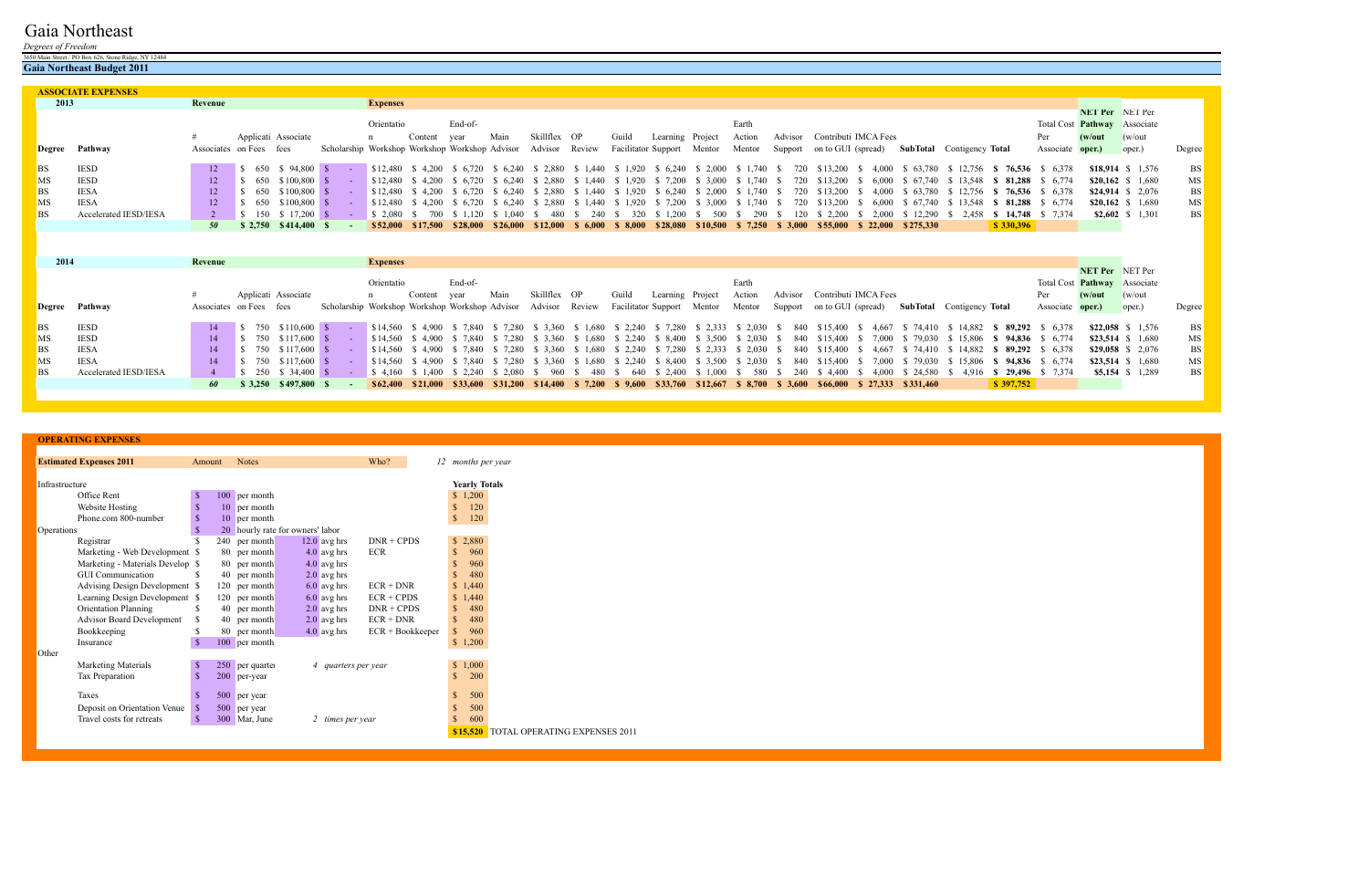# Gaia Northeast

*Degrees of Freedom*

3650 Main Street / PO Box 626, Stone Ridge, NY 12484

## Gaia Northeast Budget 2011

### ASSOCIATE EXPENSES

**2013**

| Degree | Pathway | # Associates | Applicati on Fees | Associate fees | Scholarship | Orientatio n Workshop | Content Workshop | End-of-year Workshop | Main Advisor | Skillflex Advisor | OP Review | Guild Facilitator | Learning Support | Project Mentor | Earth Action Mentor | Advisor Support | Contributi on to GUI | IMCA Fees (spread) | SubTotal | Contigency | Total | Total Cost Per Associate | NET Per Pathway (w/out oper.) | NET Per Associate (w/out oper.) | Degree |
|---|---|---|---|---|---|---|---|---|---|---|---|---|---|---|---|---|---|---|---|---|---|---|---|---|---|
| BS | IESD | 12 | $ 650 | $ 94,800 | $ - | $12,480 | $ 4,200 | $ 6,720 | $ 6,240 | $ 2,880 | $ 1,440 | $ 1,920 | $ 6,240 | $ 2,000 | $ 1,740 | $ 720 | $13,200 | $ 4,000 | $ 63,780 | $ 12,756 | **$ 76,536** | $ 6,378 | **$18,914** | $ 1,576 | BS |
| MS | IESD | 12 | $ 650 | $ 100,800 | $ - | $12,480 | $ 4,200 | $ 6,720 | $ 6,240 | $ 2,880 | $ 1,440 | $ 1,920 | $ 7,200 | $ 3,000 | $ 1,740 | $ 720 | $13,200 | $ 6,000 | $ 67,740 | $ 13,548 | **$ 81,288** | $ 6,774 | **$20,162** | $ 1,680 | MS |
| BS | IESA | 12 | $ 650 | $ 100,800 | $ - | $12,480 | $ 4,200 | $ 6,720 | $ 6,240 | $ 2,880 | $ 1,440 | $ 1,920 | $ 6,240 | $ 2,000 | $ 1,740 | $ 720 | $13,200 | $ 4,000 | $ 63,780 | $ 12,756 | **$ 76,536** | $ 6,378 | **$24,914** | $ 2,076 | BS |
| MS | IESA | 12 | $ 650 | $ 100,800 | $ - | $12,480 | $ 4,200 | $ 6,720 | $ 6,240 | $ 2,880 | $ 1,440 | $ 1,920 | $ 7,200 | $ 3,000 | $ 1,740 | $ 720 | $13,200 | $ 6,000 | $ 67,740 | $ 13,548 | **$ 81,288** | $ 6,774 | **$20,162** | $ 1,680 | MS |
| BS | Accelerated IESD/IESA | 2 | $ 150 | $ 17,200 | $ - | $ 2,080 | $ 700 | $ 1,120 | $ 1,040 | $ 480 | $ 240 | $ 320 | $ 1,200 | $ 500 | $ 290 | $ 120 | $ 2,200 | $ 2,000 | $ 12,290 | $ 2,458 | **$ 14,748** | $ 7,374 | **$2,602** | $ 1,301 | BS |
| | | **50** | **$ 2,750** | **$414,400** | **$ -** | **$52,000** | **$17,500** | **$28,000** | **$26,000** | **$12,000** | **$ 6,000** | **$ 8,000** | **$28,080** | **$10,500** | **$ 7,250** | **$ 3,000** | **$55,000** | **$ 22,000** | **$275,330** | | **$ 330,396** | | | | |

**2014**

| Degree | Pathway | # Associates | Applicati on Fees | Associate fees | Scholarship | Orientatio n Workshop | Content Workshop | End-of-year Workshop | Main Advisor | Skillflex Advisor | OP Review | Guild Facilitator | Learning Support | Project Mentor | Earth Action Mentor | Advisor Support | Contributi on to GUI | IMCA Fees (spread) | SubTotal | Contigency | Total | Total Cost Per Associate | NET Per Pathway (w/out oper.) | NET Per Associate (w/out oper.) | Degree |
|---|---|---|---|---|---|---|---|---|---|---|---|---|---|---|---|---|---|---|---|---|---|---|---|---|---|
| BS | IESD | 14 | $ 750 | $110,600 | $ - | $14,560 | $ 4,900 | $ 7,840 | $ 7,280 | $ 3,360 | $ 1,680 | $ 2,240 | $ 7,280 | $ 2,333 | $ 2,030 | $ 840 | $15,400 | $ 4,667 | $ 74,410 | $ 14,882 | **$ 89,292** | $ 6,378 | **$22,058** | $ 1,576 | BS |
| MS | IESD | 14 | $ 750 | $117,600 | $ - | $14,560 | $ 4,900 | $ 7,840 | $ 7,280 | $ 3,360 | $ 1,680 | $ 2,240 | $ 8,400 | $ 3,500 | $ 2,030 | $ 840 | $15,400 | $ 7,000 | $ 79,030 | $ 15,806 | **$ 94,836** | $ 6,774 | **$23,514** | $ 1,680 | MS |
| BS | IESA | 14 | $ 750 | $117,600 | $ - | $14,560 | $ 4,900 | $ 7,840 | $ 7,280 | $ 3,360 | $ 1,680 | $ 2,240 | $ 7,280 | $ 2,333 | $ 2,030 | $ 840 | $15,400 | $ 4,667 | $ 74,410 | $ 14,882 | **$ 89,292** | $ 6,378 | **$29,058** | $ 2,076 | BS |
| MS | IESA | 14 | $ 750 | $117,600 | $ - | $14,560 | $ 4,900 | $ 7,840 | $ 7,280 | $ 3,360 | $ 1,680 | $ 2,240 | $ 8,400 | $ 3,500 | $ 2,030 | $ 840 | $15,400 | $ 7,000 | $ 79,030 | $ 15,806 | **$ 94,836** | $ 6,774 | **$23,514** | $ 1,680 | MS |
| BS | Accelerated IESD/IESA | 4 | $ 250 | $ 34,400 | $ - | $ 4,160 | $ 1,400 | $ 2,240 | $ 2,080 | $ 960 | $ 480 | $ 640 | $ 2,400 | $ 1,000 | $ 580 | $ 240 | $ 4,400 | $ 4,000 | $ 24,580 | $ 4,916 | **$ 29,496** | $ 7,374 | **$5,154** | $ 1,289 | BS |
| | | **60** | **$ 3,250** | **$497,800** | **$ -** | **$62,400** | **$21,000** | **$33,600** | **$31,200** | **$14,400** | **$ 7,200** | **$ 9,600** | **$33,760** | **$12,667** | **$ 8,700** | **$ 3,600** | **$66,000** | **$ 27,333** | **$331,460** | | **$ 397,752** | | | | |

### OPERATING EXPENSES

| Estimated Expenses 2011 | Amount | Notes | | Who? | 12 months per year |
|---|---|---|---|---|---|
| Infrastructure | | | | | **Yearly Totals** |
| Office Rent | $ 100 | per month | | | $ 1,200 |
| Website Hosting | $ 10 | per month | | | $ 120 |
| Phone.com 800-number | $ 10 | per month | | | $ 120 |
| Operations | $ 20 | hourly rate for owners' labor | | | |
| Registrar | $ 240 | per month | 12.0 avg hrs | DNR + CPDS | $ 2,880 |
| Marketing - Web Development | $ 80 | per month | 4.0 avg hrs | ECR | $ 960 |
| Marketing - Materials Develop | $ 80 | per month | 4.0 avg hrs | | $ 960 |
| GUI Communication | $ 40 | per month | 2.0 avg hrs | | $ 480 |
| Advising Design Development | $ 120 | per month | 6.0 avg hrs | ECR + DNR | $ 1,440 |
| Learning Design Development | $ 120 | per month | 6.0 avg hrs | ECR + CPDS | $ 1,440 |
| Orientation Planning | $ 40 | per month | 2.0 avg hrs | DNR + CPDS | $ 480 |
| Advisor Board Development | $ 40 | per month | 2.0 avg hrs | ECR + DNR | $ 480 |
| Bookkeeping | $ 80 | per month | 4.0 avg hrs | ECR + Bookkeeper | $ 960 |
| Insurance | $ 100 | per month | | | $ 1,200 |
| Other | | | | | |
| Marketing Materials | $ 250 | per quarter | 4 quarters per year | | $ 1,000 |
| Tax Preparation | $ 200 | per-year | | | $ 200 |
| Taxes | $ 500 | per year | | | $ 500 |
| Deposit on Orientation Venue | $ 500 | per year | | | $ 500 |
| Travel costs for retreats | $ 300 | Mar, June | 2 times per year | | $ 600 |
| | | | | | **$15,520** TOTAL OPERATING EXPENSES 2011 |